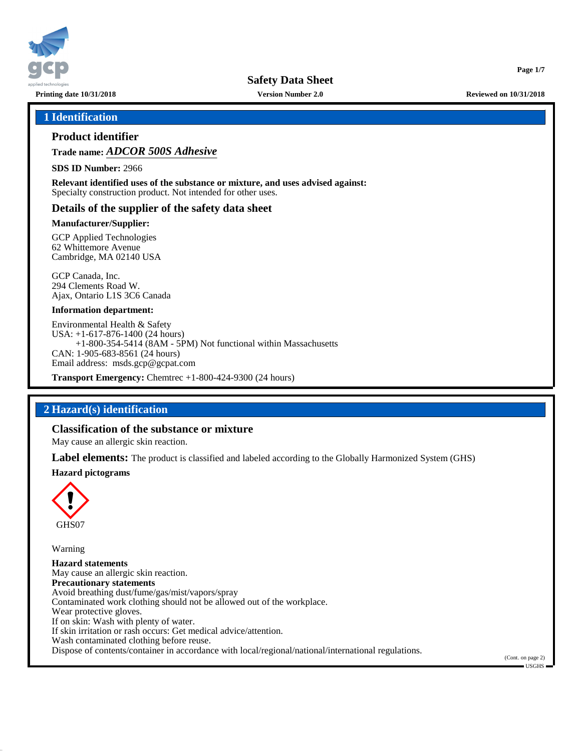# Safety Data Sheet

Printing date 10/31/2018 | Version Number 2.0 | Reviewed on 10/31/2018

## 1 Identification

### Product identifier

**Trade name:** ***ADCOR 500S Adhesive***

**SDS ID Number:** 2966

**Relevant identified uses of the substance or mixture, and uses advised against:**
Specialty construction product. Not intended for other uses.

### Details of the supplier of the safety data sheet

**Manufacturer/Supplier:**

GCP Applied Technologies
62 Whittemore Avenue
Cambridge, MA 02140 USA

GCP Canada, Inc.
294 Clements Road W.
Ajax, Ontario L1S 3C6 Canada

**Information department:**

Environmental Health & Safety
USA: +1-617-876-1400 (24 hours)
+1-800-354-5414 (8AM - 5PM) Not functional within Massachusetts
CAN: 1-905-683-8561 (24 hours)
Email address: msds.gcp@gcpat.com

**Transport Emergency:** Chemtrec +1-800-424-9300 (24 hours)

## 2 Hazard(s) identification

### Classification of the substance or mixture

May cause an allergic skin reaction.

**Label elements:** The product is classified and labeled according to the Globally Harmonized System (GHS)

**Hazard pictograms**

GHS07

Warning

**Hazard statements**
May cause an allergic skin reaction.
**Precautionary statements**
Avoid breathing dust/fume/gas/mist/vapors/spray
Contaminated work clothing should not be allowed out of the workplace.
Wear protective gloves.
If on skin: Wash with plenty of water.
If skin irritation or rash occurs: Get medical advice/attention.
Wash contaminated clothing before reuse.
Dispose of contents/container in accordance with local/regional/national/international regulations.

(Cont. on page 2)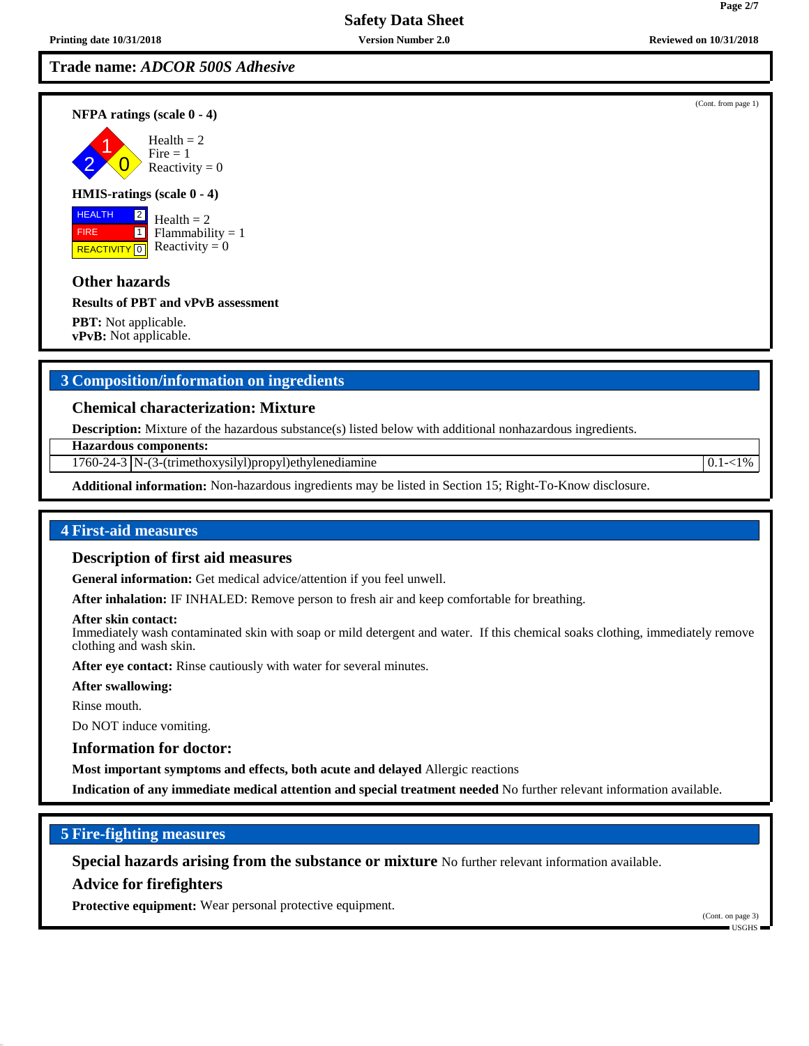**Trade name:** ***ADCOR 500S Adhesive***

(Cont. from page 1)

**NFPA ratings (scale 0 - 4)**

Health = 2
Fire = 1
Reactivity = 0

**HMIS-ratings (scale 0 - 4)**

| | |
|---|---|
| HEALTH | 2 |
| FIRE | 1 |
| REACTIVITY | 0 |

Health = 2
Flammability = 1
Reactivity = 0

## Other hazards

**Results of PBT and vPvB assessment**

**PBT:** Not applicable.
**vPvB:** Not applicable.

## 3 Composition/information on ingredients

### Chemical characterization: Mixture

**Description:** Mixture of the hazardous substance(s) listed below with additional nonhazardous ingredients.

| **Hazardous components:** | | |
|---|---|---|
| 1760-24-3 | N-(3-(trimethoxysilyl)propyl)ethylenediamine | 0.1-<1% |

**Additional information:** Non-hazardous ingredients may be listed in Section 15; Right-To-Know disclosure.

## 4 First-aid measures

### Description of first aid measures

**General information:** Get medical advice/attention if you feel unwell.

**After inhalation:** IF INHALED: Remove person to fresh air and keep comfortable for breathing.

**After skin contact:**
Immediately wash contaminated skin with soap or mild detergent and water. If this chemical soaks clothing, immediately remove clothing and wash skin.

**After eye contact:** Rinse cautiously with water for several minutes.

**After swallowing:**

Rinse mouth.

Do NOT induce vomiting.

### Information for doctor:

**Most important symptoms and effects, both acute and delayed** Allergic reactions

**Indication of any immediate medical attention and special treatment needed** No further relevant information available.

## 5 Fire-fighting measures

**Special hazards arising from the substance or mixture** No further relevant information available.

### Advice for firefighters

**Protective equipment:** Wear personal protective equipment.

(Cont. on page 3)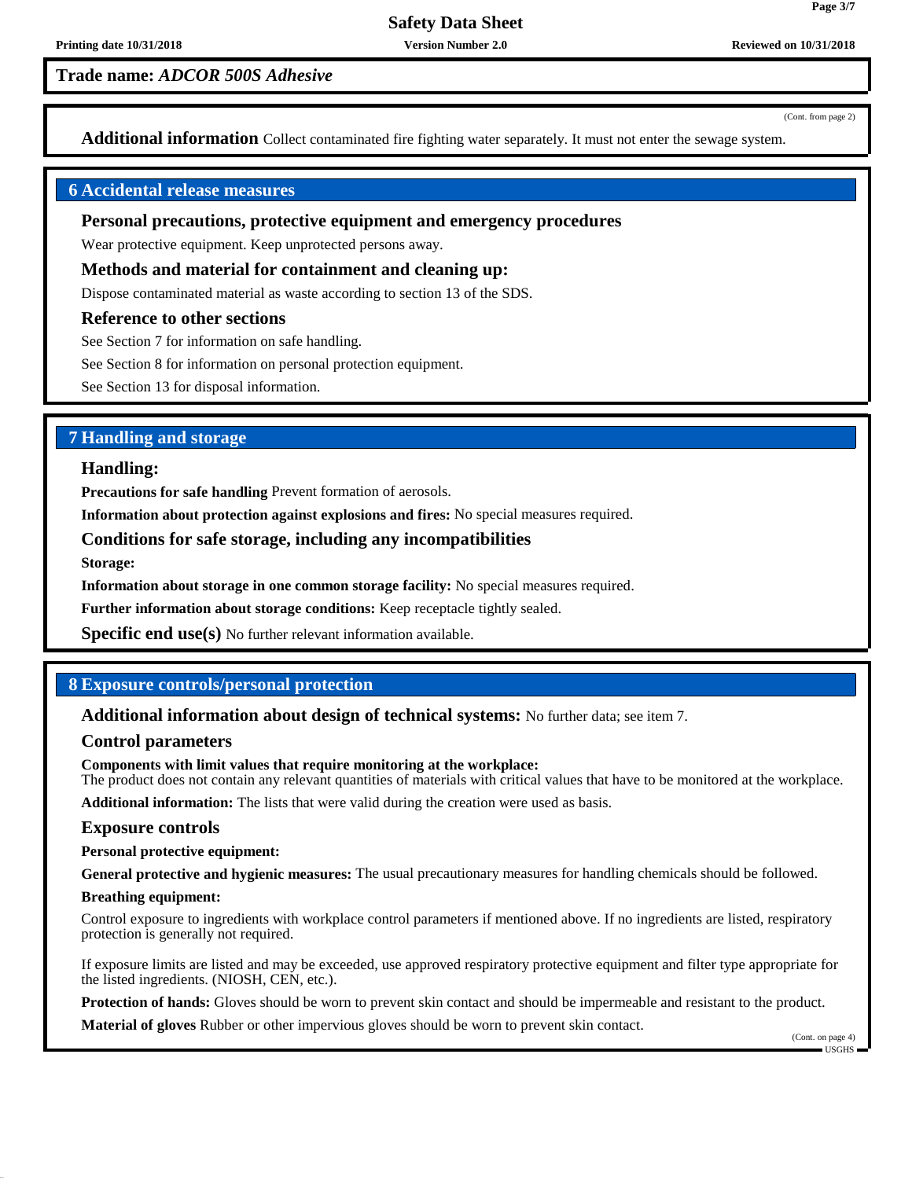**Trade name:** ***ADCOR 500S Adhesive***

(Cont. from page 2)

**Additional information** Collect contaminated fire fighting water separately. It must not enter the sewage system.

## 6 Accidental release measures

### Personal precautions, protective equipment and emergency procedures

Wear protective equipment. Keep unprotected persons away.

### Methods and material for containment and cleaning up:

Dispose contaminated material as waste according to section 13 of the SDS.

### Reference to other sections

See Section 7 for information on safe handling.

See Section 8 for information on personal protection equipment.

See Section 13 for disposal information.

## 7 Handling and storage

### Handling:

**Precautions for safe handling** Prevent formation of aerosols.

**Information about protection against explosions and fires:** No special measures required.

### Conditions for safe storage, including any incompatibilities

**Storage:**

**Information about storage in one common storage facility:** No special measures required.

**Further information about storage conditions:** Keep receptacle tightly sealed.

**Specific end use(s)** No further relevant information available.

## 8 Exposure controls/personal protection

**Additional information about design of technical systems:** No further data; see item 7.

### Control parameters

**Components with limit values that require monitoring at the workplace:**
The product does not contain any relevant quantities of materials with critical values that have to be monitored at the workplace.

**Additional information:** The lists that were valid during the creation were used as basis.

### Exposure controls

**Personal protective equipment:**

**General protective and hygienic measures:** The usual precautionary measures for handling chemicals should be followed.

**Breathing equipment:**

Control exposure to ingredients with workplace control parameters if mentioned above. If no ingredients are listed, respiratory protection is generally not required.

If exposure limits are listed and may be exceeded, use approved respiratory protective equipment and filter type appropriate for the listed ingredients. (NIOSH, CEN, etc.).

**Protection of hands:** Gloves should be worn to prevent skin contact and should be impermeable and resistant to the product.

**Material of gloves** Rubber or other impervious gloves should be worn to prevent skin contact.

(Cont. on page 4)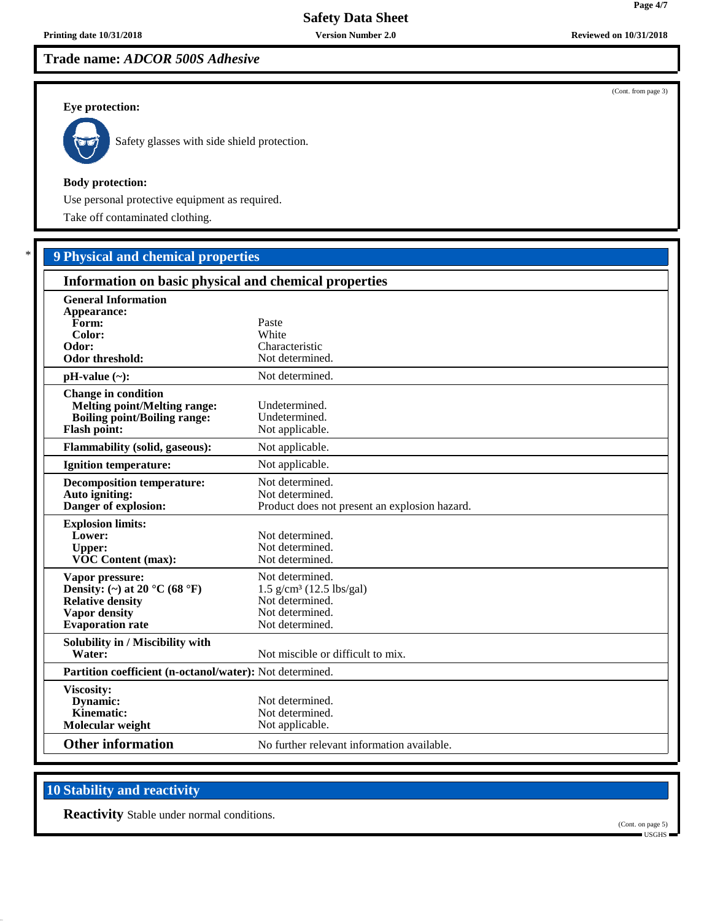Trade name: *ADCOR 500S Adhesive*

(Cont. from page 3)

**Eye protection:**

Safety glasses with side shield protection.

**Body protection:**

Use personal protective equipment as required.

Take off contaminated clothing.

## 9 Physical and chemical properties

### Information on basic physical and chemical properties

| | |
|---|---|
| **General Information** | |
| **Appearance:** | |
| **Form:** | Paste |
| **Color:** | White |
| **Odor:** | Characteristic |
| **Odor threshold:** | Not determined. |
| **pH-value (~):** | Not determined. |
| **Change in condition** | |
| **Melting point/Melting range:** | Undetermined. |
| **Boiling point/Boiling range:** | Undetermined. |
| **Flash point:** | Not applicable. |
| **Flammability (solid, gaseous):** | Not applicable. |
| **Ignition temperature:** | Not applicable. |
| **Decomposition temperature:** | Not determined. |
| **Auto igniting:** | Not determined. |
| **Danger of explosion:** | Product does not present an explosion hazard. |
| **Explosion limits:** | |
| **Lower:** | Not determined. |
| **Upper:** | Not determined. |
| **VOC Content (max):** | Not determined. |
| **Vapor pressure:** | Not determined. |
| **Density: (~) at 20 °C (68 °F)** | 1.5 g/cm³ (12.5 lbs/gal) |
| **Relative density** | Not determined. |
| **Vapor density** | Not determined. |
| **Evaporation rate** | Not determined. |
| **Solubility in / Miscibility with** | |
| **Water:** | Not miscible or difficult to mix. |
| **Partition coefficient (n-octanol/water):** | Not determined. |
| **Viscosity:** | |
| **Dynamic:** | Not determined. |
| **Kinematic:** | Not determined. |
| **Molecular weight** | Not applicable. |
| **Other information** | No further relevant information available. |

## 10 Stability and reactivity

**Reactivity** Stable under normal conditions.

(Cont. on page 5)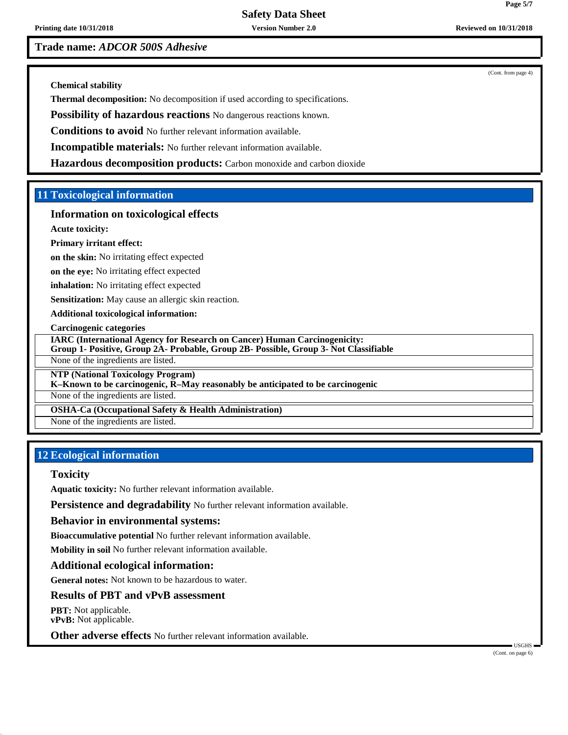**Trade name:** ***ADCOR 500S Adhesive***

(Cont. from page 4)

**Chemical stability**

**Thermal decomposition:** No decomposition if used according to specifications.

**Possibility of hazardous reactions** No dangerous reactions known.

**Conditions to avoid** No further relevant information available.

**Incompatible materials:** No further relevant information available.

**Hazardous decomposition products:** Carbon monoxide and carbon dioxide

## 11 Toxicological information

### Information on toxicological effects

**Acute toxicity:**

**Primary irritant effect:**

**on the skin:** No irritating effect expected

**on the eye:** No irritating effect expected

**inhalation:** No irritating effect expected

**Sensitization:** May cause an allergic skin reaction.

**Additional toxicological information:**

**Carcinogenic categories**

**IARC (International Agency for Research on Cancer) Human Carcinogenicity:**
**Group 1- Positive, Group 2A- Probable, Group 2B- Possible, Group 3- Not Classifiable**

None of the ingredients are listed.

**NTP (National Toxicology Program)**
**K–Known to be carcinogenic, R–May reasonably be anticipated to be carcinogenic**

None of the ingredients are listed.

**OSHA-Ca (Occupational Safety & Health Administration)**

None of the ingredients are listed.

## 12 Ecological information

### Toxicity

**Aquatic toxicity:** No further relevant information available.

**Persistence and degradability** No further relevant information available.

### Behavior in environmental systems:

**Bioaccumulative potential** No further relevant information available.

**Mobility in soil** No further relevant information available.

### Additional ecological information:

**General notes:** Not known to be hazardous to water.

### Results of PBT and vPvB assessment

**PBT:** Not applicable.
**vPvB:** Not applicable.

**Other adverse effects** No further relevant information available.

USGHS

(Cont. on page 6)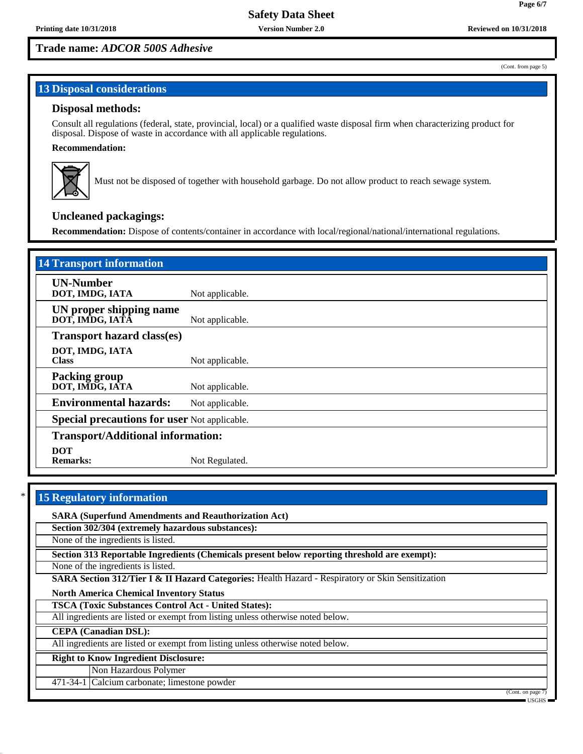## Trade name: *ADCOR 500S Adhesive*

(Cont. from page 5)

## 13 Disposal considerations

### Disposal methods:

Consult all regulations (federal, state, provincial, local) or a qualified waste disposal firm when characterizing product for disposal. Dispose of waste in accordance with all applicable regulations.

**Recommendation:**

Must not be disposed of together with household garbage. Do not allow product to reach sewage system.

### Uncleaned packagings:

**Recommendation:** Dispose of contents/container in accordance with local/regional/national/international regulations.

## 14 Transport information

| | |
|---|---|
| **UN-Number**<br>**DOT, IMDG, IATA** | Not applicable. |
| **UN proper shipping name**<br>**DOT, IMDG, IATA** | Not applicable. |
| **Transport hazard class(es)**<br>**DOT, IMDG, IATA**<br>**Class** | Not applicable. |
| **Packing group**<br>**DOT, IMDG, IATA** | Not applicable. |
| **Environmental hazards:** | Not applicable. |
| **Special precautions for user** | Not applicable. |
| **Transport/Additional information:**<br>**DOT**<br>**Remarks:** | Not Regulated. |

## * 15 Regulatory information

**SARA (Superfund Amendments and Reauthorization Act)**

**Section 302/304 (extremely hazardous substances):**

None of the ingredients is listed.

**Section 313 Reportable Ingredients (Chemicals present below reporting threshold are exempt):**

None of the ingredients is listed.

**SARA Section 312/Tier I & II Hazard Categories:** Health Hazard - Respiratory or Skin Sensitization

**North America Chemical Inventory Status**

**TSCA (Toxic Substances Control Act - United States):**

All ingredients are listed or exempt from listing unless otherwise noted below.

**CEPA (Canadian DSL):**

All ingredients are listed or exempt from listing unless otherwise noted below.

**Right to Know Ingredient Disclosure:**

| | |
|---|---|
| | Non Hazardous Polymer |
| 471-34-1 | Calcium carbonate; limestone powder |

(Cont. on page 7)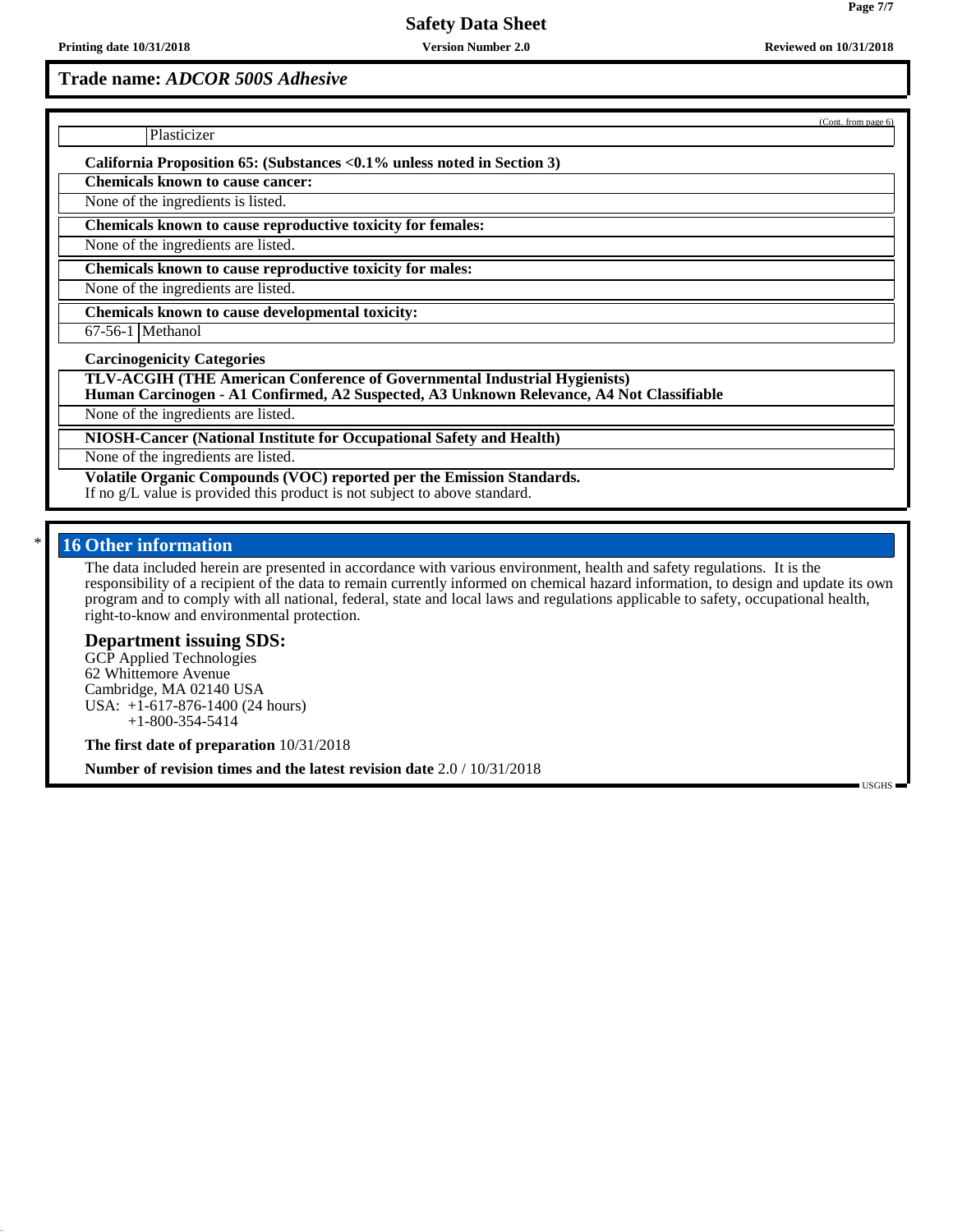**Trade name:** ***ADCOR 500S Adhesive***

(Cont. from page 6)

| | |
|---|---|
| | Plasticizer |

**California Proposition 65: (Substances <0.1% unless noted in Section 3)**

**Chemicals known to cause cancer:**

None of the ingredients is listed.

**Chemicals known to cause reproductive toxicity for females:**

None of the ingredients are listed.

**Chemicals known to cause reproductive toxicity for males:**

None of the ingredients are listed.

**Chemicals known to cause developmental toxicity:**

| | |
|---|---|
| 67-56-1 | Methanol |

**Carcinogenicity Categories**

**TLV-ACGIH (THE American Conference of Governmental Industrial Hygienists)**
**Human Carcinogen - A1 Confirmed, A2 Suspected, A3 Unknown Relevance, A4 Not Classifiable**

None of the ingredients are listed.

**NIOSH-Cancer (National Institute for Occupational Safety and Health)**

None of the ingredients are listed.

**Volatile Organic Compounds (VOC) reported per the Emission Standards.**
If no g/L value is provided this product is not subject to above standard.

## * 16 Other information

The data included herein are presented in accordance with various environment, health and safety regulations. It is the responsibility of a recipient of the data to remain currently informed on chemical hazard information, to design and update its own program and to comply with all national, federal, state and local laws and regulations applicable to safety, occupational health, right-to-know and environmental protection.

### Department issuing SDS:

GCP Applied Technologies
62 Whittemore Avenue
Cambridge, MA 02140 USA
USA: +1-617-876-1400 (24 hours)
+1-800-354-5414

**The first date of preparation** 10/31/2018

**Number of revision times and the latest revision date** 2.0 / 10/31/2018